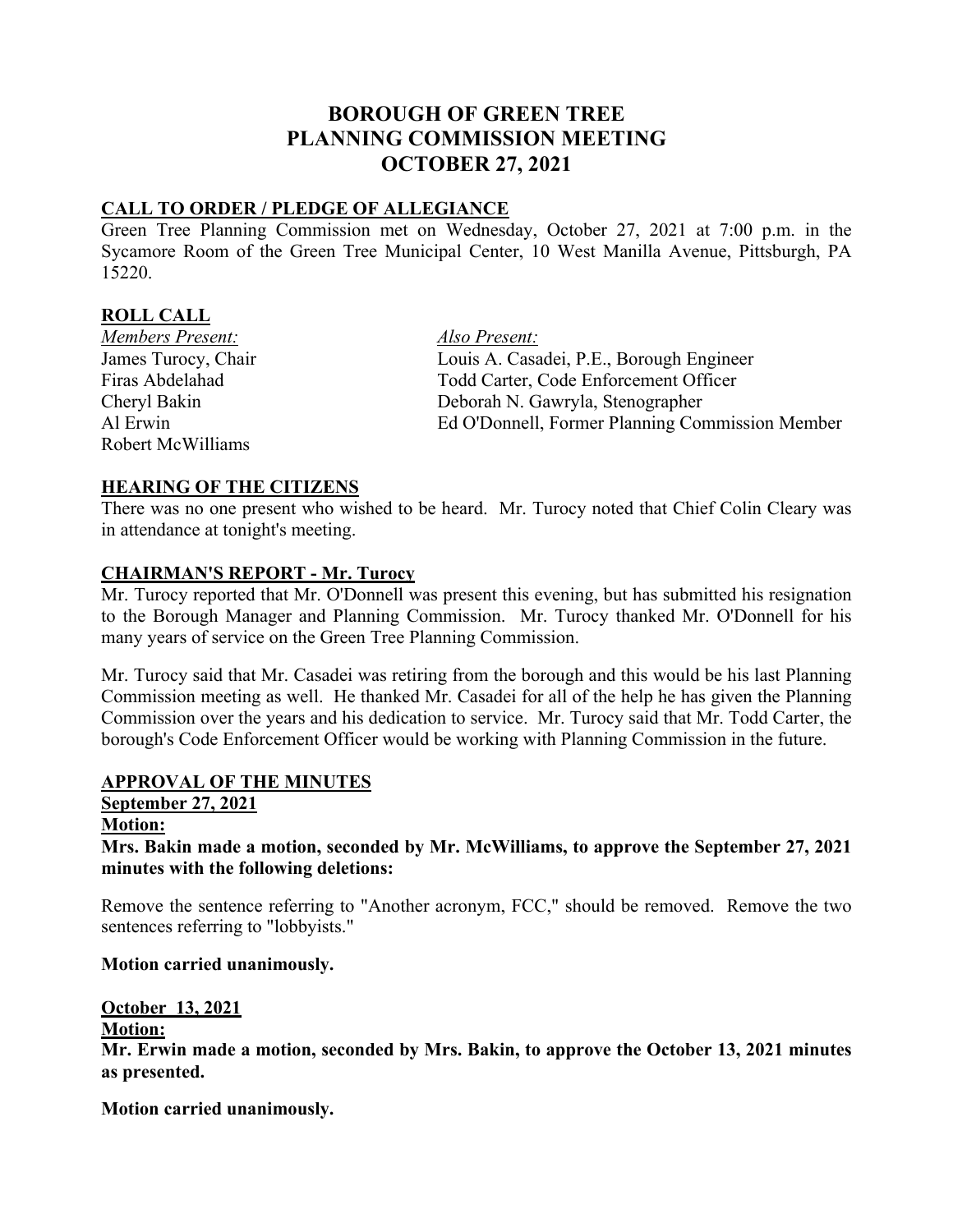# BOROUGH OF GREEN TREE
# PLANNING COMMISSION MEETING
# OCTOBER 27, 2021

## CALL TO ORDER / PLEDGE OF ALLEGIANCE

Green Tree Planning Commission met on Wednesday, October 27, 2021 at 7:00 p.m. in the Sycamore Room of the Green Tree Municipal Center, 10 West Manilla Avenue, Pittsburgh, PA 15220.

## ROLL CALL

*Members Present:*
James Turocy, Chair
Firas Abdelahad
Cheryl Bakin
Al Erwin
Robert McWilliams

*Also Present:*
Louis A. Casadei, P.E., Borough Engineer
Todd Carter, Code Enforcement Officer
Deborah N. Gawryla, Stenographer
Ed O'Donnell, Former Planning Commission Member

## HEARING OF THE CITIZENS

There was no one present who wished to be heard. Mr. Turocy noted that Chief Colin Cleary was in attendance at tonight's meeting.

## CHAIRMAN'S REPORT - Mr. Turocy

Mr. Turocy reported that Mr. O'Donnell was present this evening, but has submitted his resignation to the Borough Manager and Planning Commission. Mr. Turocy thanked Mr. O'Donnell for his many years of service on the Green Tree Planning Commission.

Mr. Turocy said that Mr. Casadei was retiring from the borough and this would be his last Planning Commission meeting as well. He thanked Mr. Casadei for all of the help he has given the Planning Commission over the years and his dedication to service. Mr. Turocy said that Mr. Todd Carter, the borough's Code Enforcement Officer would be working with Planning Commission in the future.

## APPROVAL OF THE MINUTES

### September 27, 2021

**Motion:**

**Mrs. Bakin made a motion, seconded by Mr. McWilliams, to approve the September 27, 2021 minutes with the following deletions:**

Remove the sentence referring to "Another acronym, FCC," should be removed. Remove the two sentences referring to "lobbyists."

**Motion carried unanimously.**

### October 13, 2021

**Motion:**

**Mr. Erwin made a motion, seconded by Mrs. Bakin, to approve the October 13, 2021 minutes as presented.**

**Motion carried unanimously.**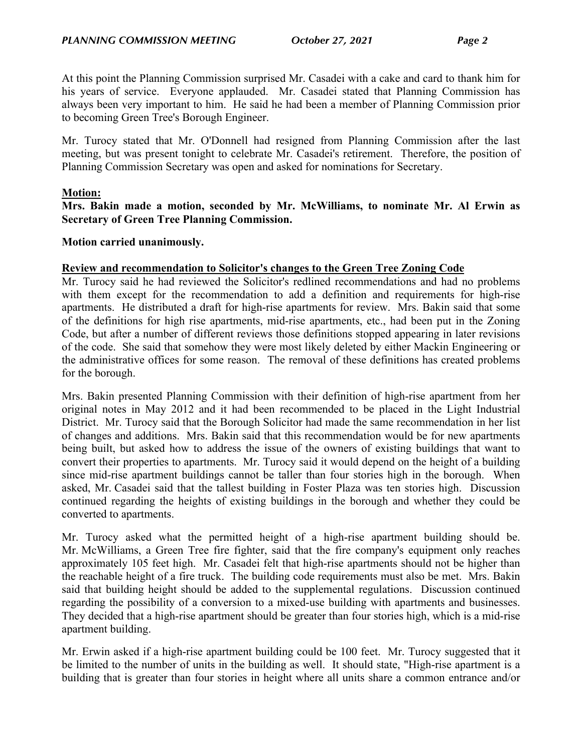At this point the Planning Commission surprised Mr. Casadei with a cake and card to thank him for his years of service. Everyone applauded. Mr. Casadei stated that Planning Commission has always been very important to him. He said he had been a member of Planning Commission prior to becoming Green Tree's Borough Engineer.

Mr. Turocy stated that Mr. O'Donnell had resigned from Planning Commission after the last meeting, but was present tonight to celebrate Mr. Casadei's retirement. Therefore, the position of Planning Commission Secretary was open and asked for nominations for Secretary.

**Motion:**

**Mrs. Bakin made a motion, seconded by Mr. McWilliams, to nominate Mr. Al Erwin as Secretary of Green Tree Planning Commission.**

**Motion carried unanimously.**

**Review and recommendation to Solicitor's changes to the Green Tree Zoning Code**

Mr. Turocy said he had reviewed the Solicitor's redlined recommendations and had no problems with them except for the recommendation to add a definition and requirements for high-rise apartments. He distributed a draft for high-rise apartments for review. Mrs. Bakin said that some of the definitions for high rise apartments, mid-rise apartments, etc., had been put in the Zoning Code, but after a number of different reviews those definitions stopped appearing in later revisions of the code. She said that somehow they were most likely deleted by either Mackin Engineering or the administrative offices for some reason. The removal of these definitions has created problems for the borough.

Mrs. Bakin presented Planning Commission with their definition of high-rise apartment from her original notes in May 2012 and it had been recommended to be placed in the Light Industrial District. Mr. Turocy said that the Borough Solicitor had made the same recommendation in her list of changes and additions. Mrs. Bakin said that this recommendation would be for new apartments being built, but asked how to address the issue of the owners of existing buildings that want to convert their properties to apartments. Mr. Turocy said it would depend on the height of a building since mid-rise apartment buildings cannot be taller than four stories high in the borough. When asked, Mr. Casadei said that the tallest building in Foster Plaza was ten stories high. Discussion continued regarding the heights of existing buildings in the borough and whether they could be converted to apartments.

Mr. Turocy asked what the permitted height of a high-rise apartment building should be. Mr. McWilliams, a Green Tree fire fighter, said that the fire company's equipment only reaches approximately 105 feet high. Mr. Casadei felt that high-rise apartments should not be higher than the reachable height of a fire truck. The building code requirements must also be met. Mrs. Bakin said that building height should be added to the supplemental regulations. Discussion continued regarding the possibility of a conversion to a mixed-use building with apartments and businesses. They decided that a high-rise apartment should be greater than four stories high, which is a mid-rise apartment building.

Mr. Erwin asked if a high-rise apartment building could be 100 feet. Mr. Turocy suggested that it be limited to the number of units in the building as well. It should state, "High-rise apartment is a building that is greater than four stories in height where all units share a common entrance and/or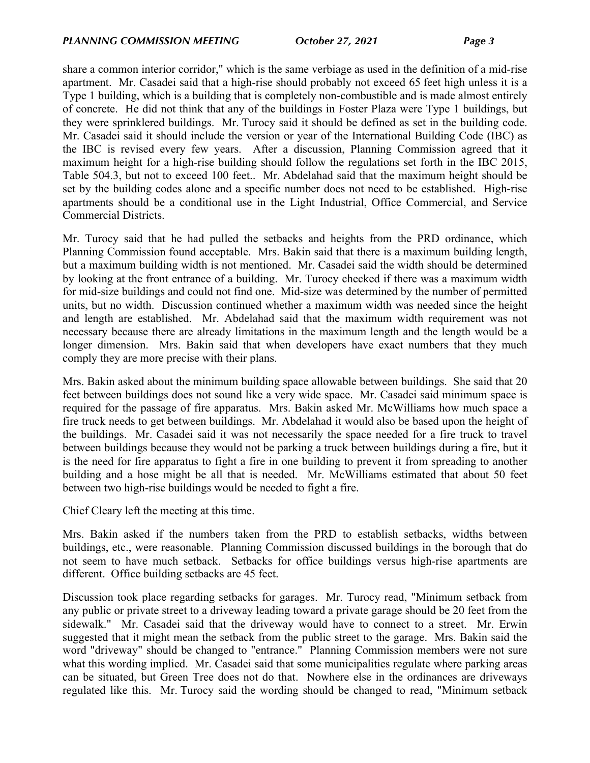share a common interior corridor," which is the same verbiage as used in the definition of a mid-rise apartment. Mr. Casadei said that a high-rise should probably not exceed 65 feet high unless it is a Type 1 building, which is a building that is completely non-combustible and is made almost entirely of concrete. He did not think that any of the buildings in Foster Plaza were Type 1 buildings, but they were sprinklered buildings. Mr. Turocy said it should be defined as set in the building code. Mr. Casadei said it should include the version or year of the International Building Code (IBC) as the IBC is revised every few years. After a discussion, Planning Commission agreed that it maximum height for a high-rise building should follow the regulations set forth in the IBC 2015, Table 504.3, but not to exceed 100 feet.. Mr. Abdelahad said that the maximum height should be set by the building codes alone and a specific number does not need to be established. High-rise apartments should be a conditional use in the Light Industrial, Office Commercial, and Service Commercial Districts.

Mr. Turocy said that he had pulled the setbacks and heights from the PRD ordinance, which Planning Commission found acceptable. Mrs. Bakin said that there is a maximum building length, but a maximum building width is not mentioned. Mr. Casadei said the width should be determined by looking at the front entrance of a building. Mr. Turocy checked if there was a maximum width for mid-size buildings and could not find one. Mid-size was determined by the number of permitted units, but no width. Discussion continued whether a maximum width was needed since the height and length are established. Mr. Abdelahad said that the maximum width requirement was not necessary because there are already limitations in the maximum length and the length would be a longer dimension. Mrs. Bakin said that when developers have exact numbers that they much comply they are more precise with their plans.

Mrs. Bakin asked about the minimum building space allowable between buildings. She said that 20 feet between buildings does not sound like a very wide space. Mr. Casadei said minimum space is required for the passage of fire apparatus. Mrs. Bakin asked Mr. McWilliams how much space a fire truck needs to get between buildings. Mr. Abdelahad it would also be based upon the height of the buildings. Mr. Casadei said it was not necessarily the space needed for a fire truck to travel between buildings because they would not be parking a truck between buildings during a fire, but it is the need for fire apparatus to fight a fire in one building to prevent it from spreading to another building and a hose might be all that is needed. Mr. McWilliams estimated that about 50 feet between two high-rise buildings would be needed to fight a fire.

Chief Cleary left the meeting at this time.

Mrs. Bakin asked if the numbers taken from the PRD to establish setbacks, widths between buildings, etc., were reasonable. Planning Commission discussed buildings in the borough that do not seem to have much setback. Setbacks for office buildings versus high-rise apartments are different. Office building setbacks are 45 feet.

Discussion took place regarding setbacks for garages. Mr. Turocy read, "Minimum setback from any public or private street to a driveway leading toward a private garage should be 20 feet from the sidewalk." Mr. Casadei said that the driveway would have to connect to a street. Mr. Erwin suggested that it might mean the setback from the public street to the garage. Mrs. Bakin said the word "driveway" should be changed to "entrance." Planning Commission members were not sure what this wording implied. Mr. Casadei said that some municipalities regulate where parking areas can be situated, but Green Tree does not do that. Nowhere else in the ordinances are driveways regulated like this. Mr. Turocy said the wording should be changed to read, "Minimum setback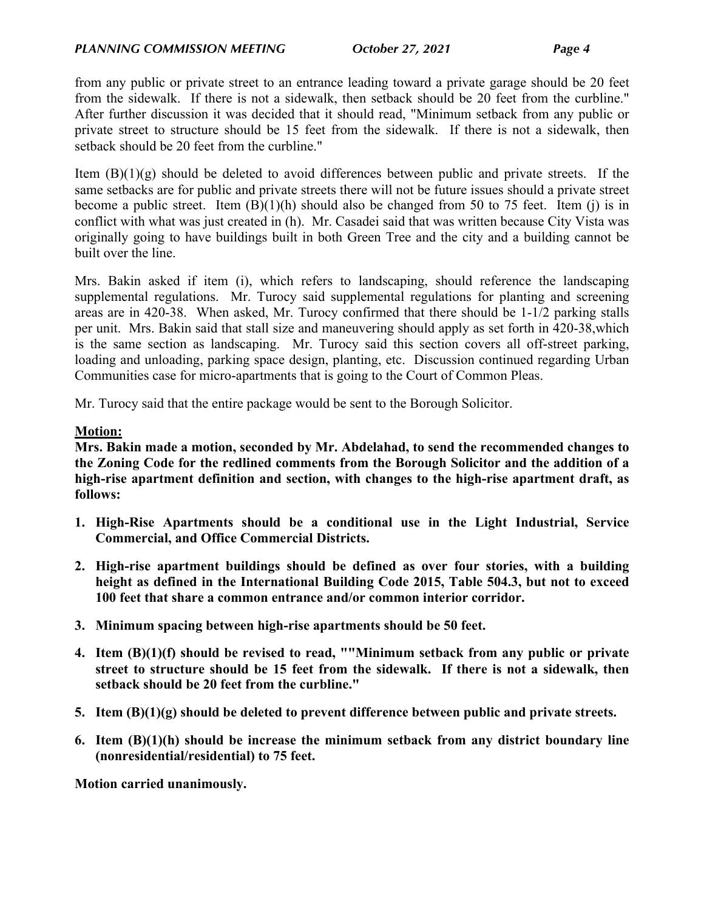from any public or private street to an entrance leading toward a private garage should be 20 feet from the sidewalk. If there is not a sidewalk, then setback should be 20 feet from the curbline." After further discussion it was decided that it should read, "Minimum setback from any public or private street to structure should be 15 feet from the sidewalk. If there is not a sidewalk, then setback should be 20 feet from the curbline."

Item (B)(1)(g) should be deleted to avoid differences between public and private streets. If the same setbacks are for public and private streets there will not be future issues should a private street become a public street. Item (B)(1)(h) should also be changed from 50 to 75 feet. Item (j) is in conflict with what was just created in (h). Mr. Casadei said that was written because City Vista was originally going to have buildings built in both Green Tree and the city and a building cannot be built over the line.

Mrs. Bakin asked if item (i), which refers to landscaping, should reference the landscaping supplemental regulations. Mr. Turocy said supplemental regulations for planting and screening areas are in 420-38. When asked, Mr. Turocy confirmed that there should be 1-1/2 parking stalls per unit. Mrs. Bakin said that stall size and maneuvering should apply as set forth in 420-38,which is the same section as landscaping. Mr. Turocy said this section covers all off-street parking, loading and unloading, parking space design, planting, etc. Discussion continued regarding Urban Communities case for micro-apartments that is going to the Court of Common Pleas.

Mr. Turocy said that the entire package would be sent to the Borough Solicitor.

**Motion:**

**Mrs. Bakin made a motion, seconded by Mr. Abdelahad, to send the recommended changes to the Zoning Code for the redlined comments from the Borough Solicitor and the addition of a high-rise apartment definition and section, with changes to the high-rise apartment draft, as follows:**

1. **High-Rise Apartments should be a conditional use in the Light Industrial, Service Commercial, and Office Commercial Districts.**
2. **High-rise apartment buildings should be defined as over four stories, with a building height as defined in the International Building Code 2015, Table 504.3, but not to exceed 100 feet that share a common entrance and/or common interior corridor.**
3. **Minimum spacing between high-rise apartments should be 50 feet.**
4. **Item (B)(1)(f) should be revised to read, ""Minimum setback from any public or private street to structure should be 15 feet from the sidewalk. If there is not a sidewalk, then setback should be 20 feet from the curbline."**
5. **Item (B)(1)(g) should be deleted to prevent difference between public and private streets.**
6. **Item (B)(1)(h) should be increase the minimum setback from any district boundary line (nonresidential/residential) to 75 feet.**

**Motion carried unanimously.**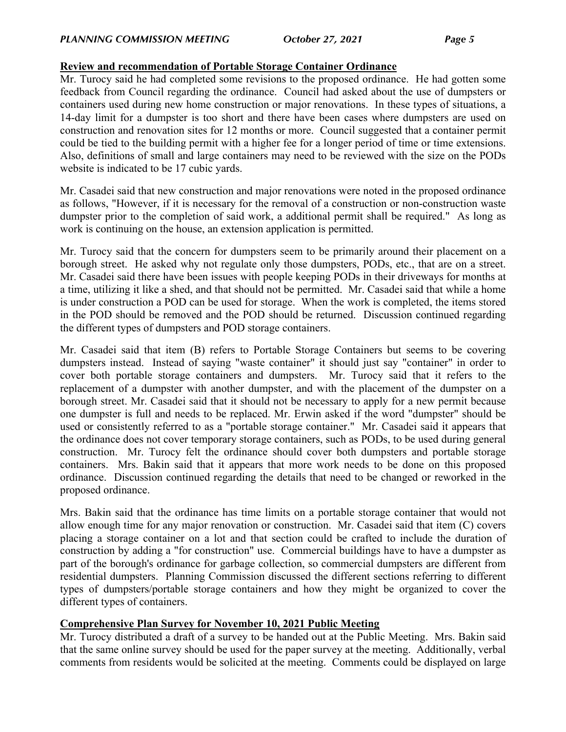**Review and recommendation of Portable Storage Container Ordinance**

Mr. Turocy said he had completed some revisions to the proposed ordinance. He had gotten some feedback from Council regarding the ordinance. Council had asked about the use of dumpsters or containers used during new home construction or major renovations. In these types of situations, a 14-day limit for a dumpster is too short and there have been cases where dumpsters are used on construction and renovation sites for 12 months or more. Council suggested that a container permit could be tied to the building permit with a higher fee for a longer period of time or time extensions. Also, definitions of small and large containers may need to be reviewed with the size on the PODs website is indicated to be 17 cubic yards.

Mr. Casadei said that new construction and major renovations were noted in the proposed ordinance as follows, "However, if it is necessary for the removal of a construction or non-construction waste dumpster prior to the completion of said work, a additional permit shall be required." As long as work is continuing on the house, an extension application is permitted.

Mr. Turocy said that the concern for dumpsters seem to be primarily around their placement on a borough street. He asked why not regulate only those dumpsters, PODs, etc., that are on a street. Mr. Casadei said there have been issues with people keeping PODs in their driveways for months at a time, utilizing it like a shed, and that should not be permitted. Mr. Casadei said that while a home is under construction a POD can be used for storage. When the work is completed, the items stored in the POD should be removed and the POD should be returned. Discussion continued regarding the different types of dumpsters and POD storage containers.

Mr. Casadei said that item (B) refers to Portable Storage Containers but seems to be covering dumpsters instead. Instead of saying "waste container" it should just say "container" in order to cover both portable storage containers and dumpsters. Mr. Turocy said that it refers to the replacement of a dumpster with another dumpster, and with the placement of the dumpster on a borough street. Mr. Casadei said that it should not be necessary to apply for a new permit because one dumpster is full and needs to be replaced. Mr. Erwin asked if the word "dumpster" should be used or consistently referred to as a "portable storage container." Mr. Casadei said it appears that the ordinance does not cover temporary storage containers, such as PODs, to be used during general construction. Mr. Turocy felt the ordinance should cover both dumpsters and portable storage containers. Mrs. Bakin said that it appears that more work needs to be done on this proposed ordinance. Discussion continued regarding the details that need to be changed or reworked in the proposed ordinance.

Mrs. Bakin said that the ordinance has time limits on a portable storage container that would not allow enough time for any major renovation or construction. Mr. Casadei said that item (C) covers placing a storage container on a lot and that section could be crafted to include the duration of construction by adding a "for construction" use. Commercial buildings have to have a dumpster as part of the borough's ordinance for garbage collection, so commercial dumpsters are different from residential dumpsters. Planning Commission discussed the different sections referring to different types of dumpsters/portable storage containers and how they might be organized to cover the different types of containers.

**Comprehensive Plan Survey for November 10, 2021 Public Meeting**

Mr. Turocy distributed a draft of a survey to be handed out at the Public Meeting. Mrs. Bakin said that the same online survey should be used for the paper survey at the meeting. Additionally, verbal comments from residents would be solicited at the meeting. Comments could be displayed on large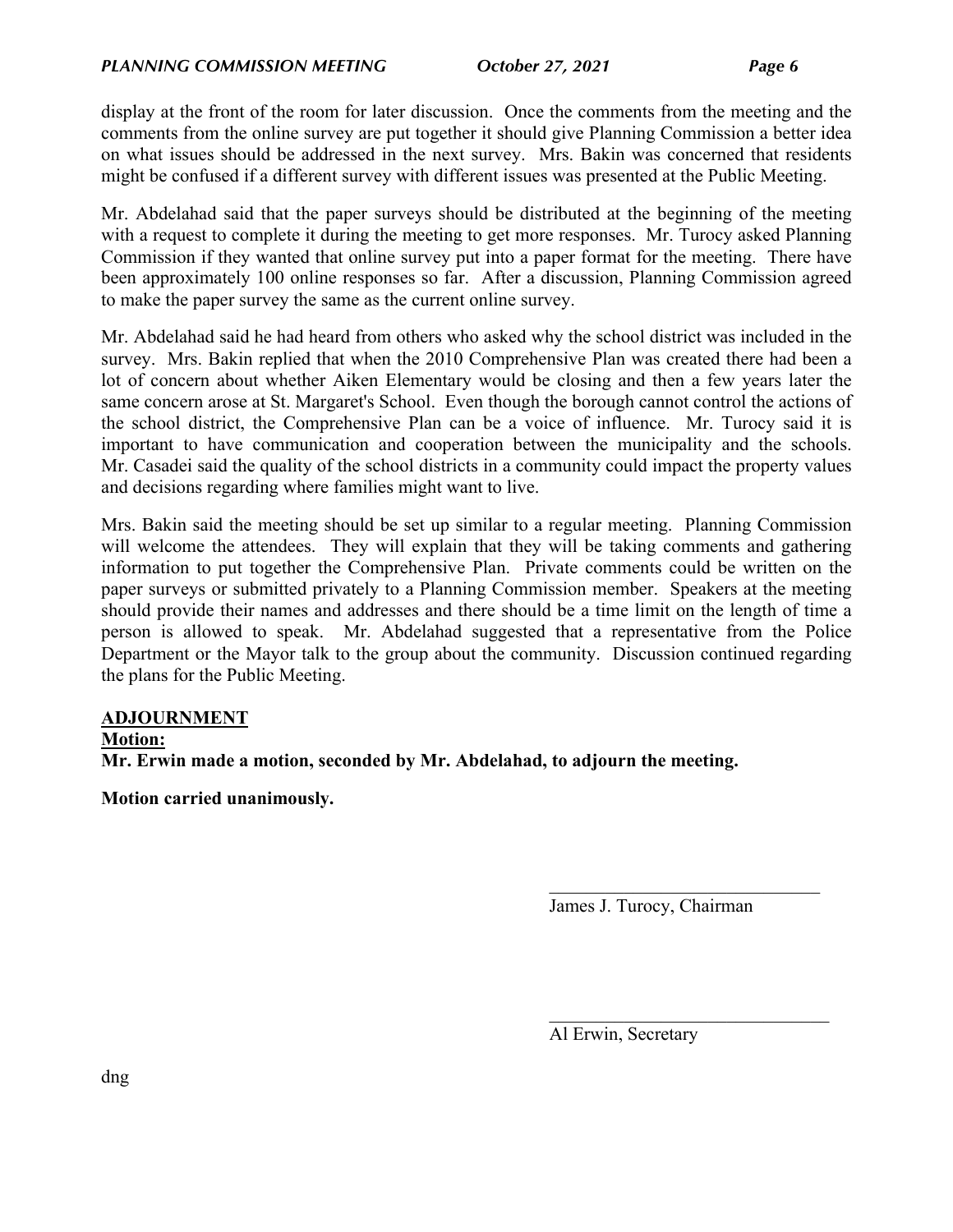display at the front of the room for later discussion. Once the comments from the meeting and the comments from the online survey are put together it should give Planning Commission a better idea on what issues should be addressed in the next survey. Mrs. Bakin was concerned that residents might be confused if a different survey with different issues was presented at the Public Meeting.

Mr. Abdelahad said that the paper surveys should be distributed at the beginning of the meeting with a request to complete it during the meeting to get more responses. Mr. Turocy asked Planning Commission if they wanted that online survey put into a paper format for the meeting. There have been approximately 100 online responses so far. After a discussion, Planning Commission agreed to make the paper survey the same as the current online survey.

Mr. Abdelahad said he had heard from others who asked why the school district was included in the survey. Mrs. Bakin replied that when the 2010 Comprehensive Plan was created there had been a lot of concern about whether Aiken Elementary would be closing and then a few years later the same concern arose at St. Margaret's School. Even though the borough cannot control the actions of the school district, the Comprehensive Plan can be a voice of influence. Mr. Turocy said it is important to have communication and cooperation between the municipality and the schools. Mr. Casadei said the quality of the school districts in a community could impact the property values and decisions regarding where families might want to live.

Mrs. Bakin said the meeting should be set up similar to a regular meeting. Planning Commission will welcome the attendees. They will explain that they will be taking comments and gathering information to put together the Comprehensive Plan. Private comments could be written on the paper surveys or submitted privately to a Planning Commission member. Speakers at the meeting should provide their names and addresses and there should be a time limit on the length of time a person is allowed to speak. Mr. Abdelahad suggested that a representative from the Police Department or the Mayor talk to the group about the community. Discussion continued regarding the plans for the Public Meeting.

**ADJOURNMENT**

**Motion:**

**Mr. Erwin made a motion, seconded by Mr. Abdelahad, to adjourn the meeting.**

**Motion carried unanimously.**

\_\_\_\_\_\_\_\_\_\_\_\_\_\_\_\_\_\_\_\_\_\_\_\_\_\_\_\_\_\_

James J. Turocy, Chairman

\_\_\_\_\_\_\_\_\_\_\_\_\_\_\_\_\_\_\_\_\_\_\_\_\_\_\_\_\_\_

Al Erwin, Secretary

dng